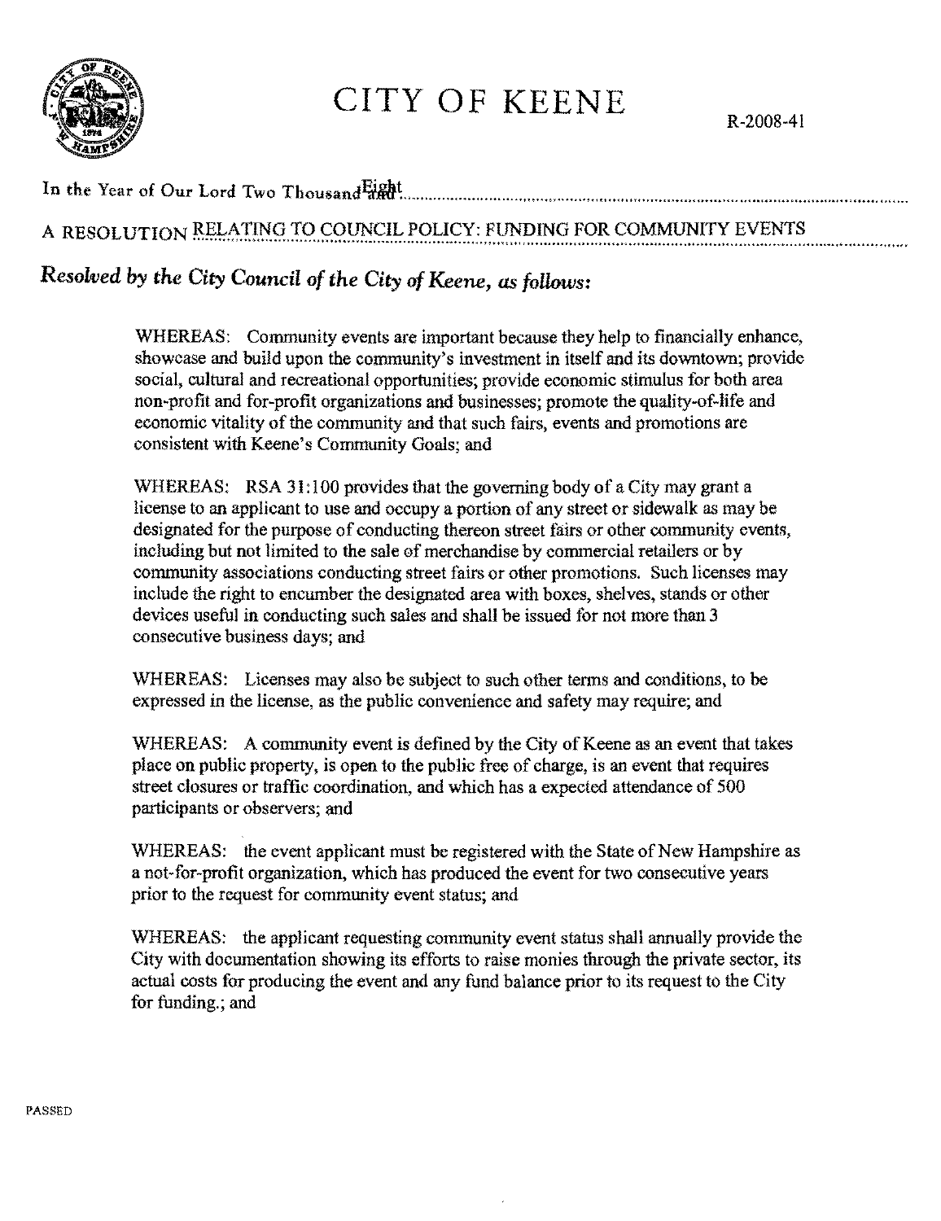# CITY OF KEENE

R-2008-41

In the Year of Our Lord Two Thousand Eight

A RESOLUTION RELATING TO COUNCIL POLICY: FUNDING FOR COMMUNITY EVENTS

***Resolved by the City Council of the City of Keene, as follows:***

WHEREAS: Community events are important because they help to financially enhance, showcase and build upon the community's investment in itself and its downtown; provide social, cultural and recreational opportunities; provide economic stimulus for both area non-profit and for-profit organizations and businesses; promote the quality-of-life and economic vitality of the community and that such fairs, events and promotions are consistent with Keene's Community Goals; and

WHEREAS: RSA 31:100 provides that the governing body of a City may grant a license to an applicant to use and occupy a portion of any street or sidewalk as may be designated for the purpose of conducting thereon street fairs or other community events, including but not limited to the sale of merchandise by commercial retailers or by community associations conducting street fairs or other promotions. Such licenses may include the right to encumber the designated area with boxes, shelves, stands or other devices useful in conducting such sales and shall be issued for not more than 3 consecutive business days; and

WHEREAS: Licenses may also be subject to such other terms and conditions, to be expressed in the license, as the public convenience and safety may require; and

WHEREAS: A community event is defined by the City of Keene as an event that takes place on public property, is open to the public free of charge, is an event that requires street closures or traffic coordination, and which has a expected attendance of 500 participants or observers; and

WHEREAS: the event applicant must be registered with the State of New Hampshire as a not-for-profit organization, which has produced the event for two consecutive years prior to the request for community event status; and

WHEREAS: the applicant requesting community event status shall annually provide the City with documentation showing its efforts to raise monies through the private sector, its actual costs for producing the event and any fund balance prior to its request to the City for funding.; and

PASSED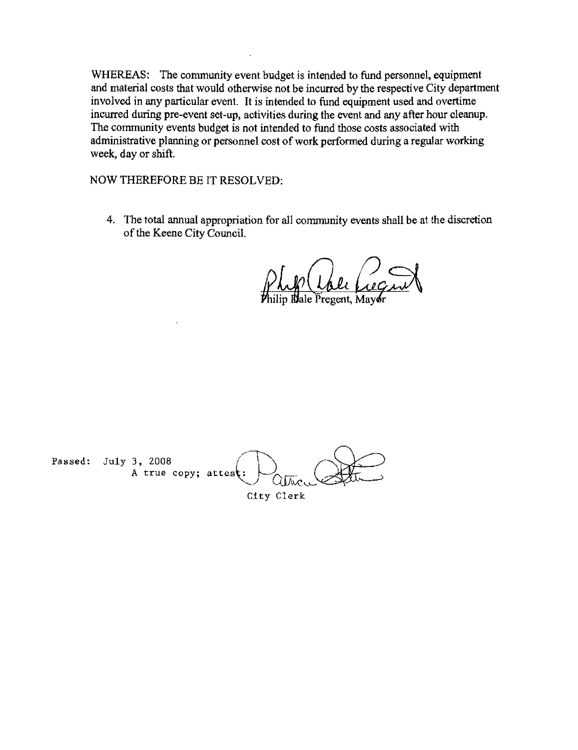WHEREAS: The community event budget is intended to fund personnel, equipment and material costs that would otherwise not be incurred by the respective City department involved in any particular event. It is intended to fund equipment used and overtime incurred during pre-event set-up, activities during the event and any after hour cleanup. The community events budget is not intended to fund those costs associated with administrative planning or personnel cost of work performed during a regular working week, day or shift.

NOW THEREFORE BE IT RESOLVED:

4. The total annual appropriation for all community events shall be at the discretion of the Keene City Council.

Philip Dale Pregent, Mayor

Passed: July 3, 2008
A true copy; attest:

City Clerk